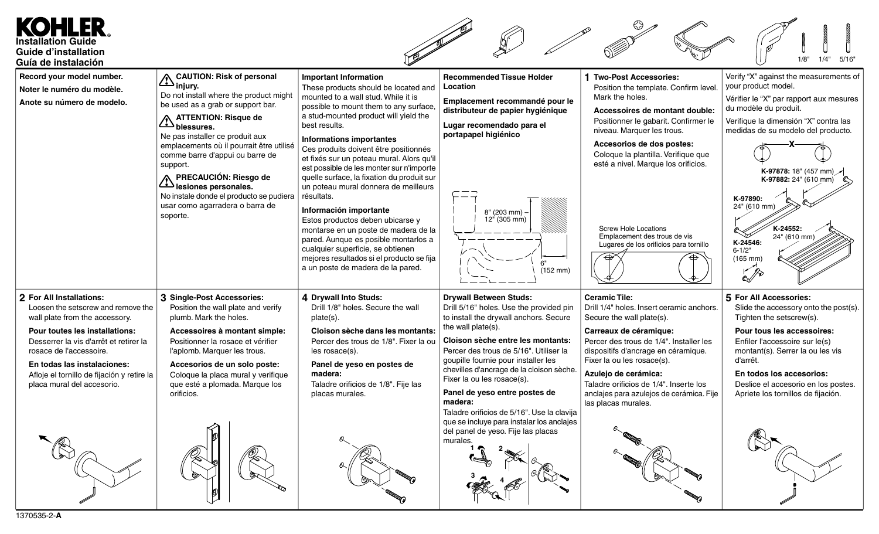# KOHLER

**Installation Guide**
**Guide d'installation**
**Guía de instalación**

1/8" 1/4" 5/16"

**Record your model number.**

**Noter le numéro du modèle.**

**Anote su número de modelo.**

**CAUTION: Risk of personal injury.**
Do not install where the product might be used as a grab or support bar.

**ATTENTION: Risque de blessures.**
Ne pas installer ce produit aux emplacements où il pourrait être utilisé comme barre d'appui ou barre de support.

**PRECAUCIÓN: Riesgo de lesiones personales.**
No instale donde el producto se pudiera usar como agarradera o barra de soporte.

**Important Information**
These products should be located and mounted to a wall stud. While it is possible to mount them to any surface, a stud-mounted product will yield the best results.

**Informations importantes**
Ces produits doivent être positionnés et fixés sur un poteau mural. Alors qu'il est possible de les monter sur n'importe quelle surface, la fixation du produit sur un poteau mural donnera de meilleurs résultats.

**Información importante**
Estos productos deben ubicarse y montarse en un poste de madera de la pared. Aunque es posible montarlos a cualquier superficie, se obtienen mejores resultados si el producto se fija a un poste de madera de la pared.

**Recommended Tissue Holder Location**

**Emplacement recommandé pour le distributeur de papier hygiénique**

**Lugar recomendado para el portapapel higiénico**

8" (203 mm) – 12" (305 mm)

6" (152 mm)

**1 Two-Post Accessories:**
Position the template. Confirm level. Mark the holes.

**Accessoires de montant double:**
Positionner le gabarit. Confirmer le niveau. Marquer les trous.

**Accesorios de dos postes:**
Coloque la plantilla. Verifique que esté a nivel. Marque los orificios.

Screw Hole Locations
Emplacement des trous de vis
Lugares de los orificios para tornillo

Verify "X" against the measurements of your product model.

Vérifier le "X" par rapport aux mesures du modèle du produit.

Verifique la dimensión "X" contra las medidas de su modelo del producto.

X

**K-97878:** 18" (457 mm)
**K-97882:** 24" (610 mm)

**K-97890:** 24" (610 mm)

**K-24552:** 24" (610 mm)

**K-24546:** 6-1/2" (165 mm)

**2 For All Installations:**
Loosen the setscrew and remove the wall plate from the accessory.

**Pour toutes les installations:**
Desserrer la vis d'arrêt et retirer la rosace de l'accessoire.

**En todas las instalaciones:**
Afloje el tornillo de fijación y retire la placa mural del accesorio.

**3 Single-Post Accessories:**
Position the wall plate and verify plumb. Mark the holes.

**Accessoires à montant simple:**
Positionner la rosace et vérifier l'aplomb. Marquer les trous.

**Accesorios de un solo poste:**
Coloque la placa mural y verifique que esté a plomada. Marque los orificios.

**4 Drywall Into Studs:**
Drill 1/8" holes. Secure the wall plate(s).

**Cloison sèche dans les montants:**
Percer des trous de 1/8". Fixer la ou les rosace(s).

**Panel de yeso en postes de madera:**
Taladre orificios de 1/8". Fije las placas murales.

**Drywall Between Studs:**
Drill 5/16" holes. Use the provided pin to install the drywall anchors. Secure the wall plate(s).

**Cloison sèche entre les montants:**
Percer des trous de 5/16". Utiliser la goupille fournie pour installer les chevilles d'ancrage de la cloison sèche. Fixer la ou les rosace(s).

**Panel de yeso entre postes de madera:**
Taladre orificios de 5/16". Use la clavija que se incluye para instalar los anclajes del panel de yeso. Fije las placas murales.

**Ceramic Tile:**
Drill 1/4" holes. Insert ceramic anchors. Secure the wall plate(s).

**Carreaux de céramique:**
Percer des trous de 1/4". Installer les dispositifs d'ancrage en céramique. Fixer la ou les rosace(s).

**Azulejo de cerámica:**
Taladre orificios de 1/4". Inserte los anclajes para azulejos de cerámica. Fije las placas murales.

**5 For All Accessories:**
Slide the accessory onto the post(s). Tighten the setscrew(s).

**Pour tous les accessoires:**
Enfiler l'accessoire sur le(s) montant(s). Serrer la ou les vis d'arrêt.

**En todos los accesorios:**
Deslice el accesorio en los postes. Apriete los tornillos de fijación.

1370535-2-**A**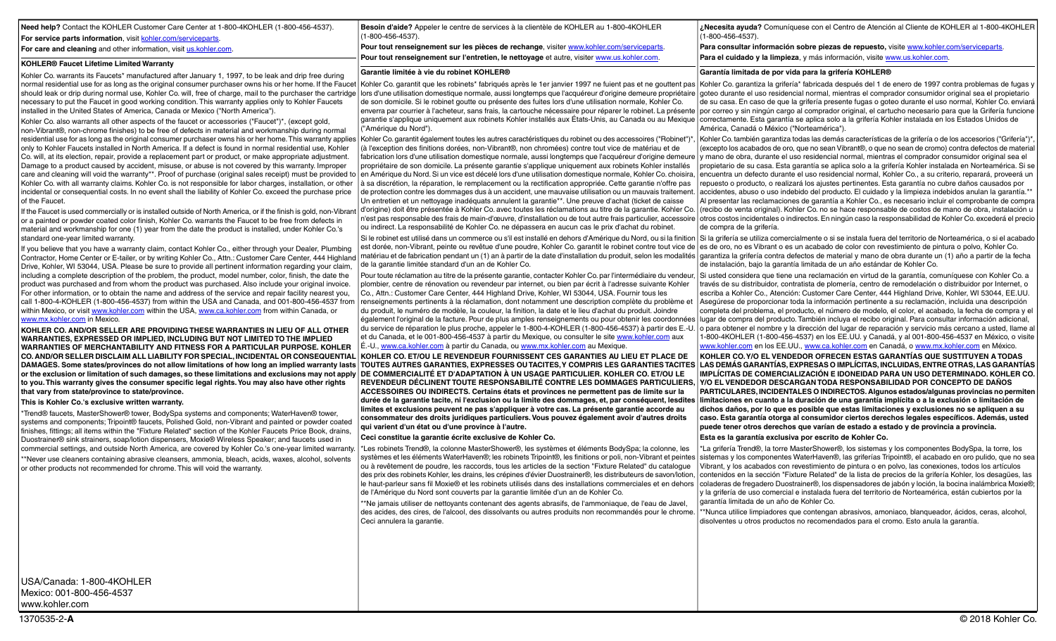**Need help?** Contact the KOHLER Customer Care Center at 1-800-4KOHLER (1-800-456-4537).

**For service parts information**, visit kohler.com/serviceparts.

**For care and cleaning** and other information, visit us.kohler.com.

## KOHLER® Faucet Lifetime Limited Warranty

Kohler Co. warrants its Faucets* manufactured after January 1, 1997, to be leak and drip free during normal residential use for as long as the original consumer purchaser owns his or her home. If the Faucet should leak or drip during normal use, Kohler Co. will, free of charge, mail to the purchaser the cartridge necessary to put the Faucet in good working condition. This warranty applies only to Kohler Faucets installed in the United States of America, Canada or Mexico ("North America").

Kohler Co. also warrants all other aspects of the faucet or accessories ("Faucet")*, (except gold, non-Vibrant®, non-chrome finishes) to be free of defects in material and workmanship during normal residential use for as long as the original consumer purchaser owns his or her home. This warranty applies only to Kohler Faucets installed in North America. If a defect is found in normal residential use, Kohler Co. will, at its election, repair, provide a replacement part or product, or make appropriate adjustment. Damage to a product caused by accident, misuse, or abuse is not covered by this warranty. Improper care and cleaning will void the warranty**. Proof of purchase (original sales receipt) must be provided to Kohler Co. with all warranty claims. Kohler Co. is not responsible for labor charges, installation, or other incidental or consequential costs. In no event shall the liability of Kohler Co. exceed the purchase price of the Faucet.

If the Faucet is used commercially or is installed outside of North America, or if the finish is gold, non-Vibrant or a painted or powder coated color finish, Kohler Co. warrants the Faucet to be free from defects in material and workmanship for one (1) year from the date the product is installed, under Kohler Co.'s standard one-year limited warranty.

If you believe that you have a warranty claim, contact Kohler Co., either through your Dealer, Plumbing Contractor, Home Center or E-tailer, or by writing Kohler Co., Attn.: Customer Care Center, 444 Highland Drive, Kohler, WI 53044, USA. Please be sure to provide all pertinent information regarding your claim, including a complete description of the problem, the product, model number, color, finish, the date the product was purchased and from whom the product was purchased. Also include your original invoice. For other information, or to obtain the name and address of the service and repair facility nearest you, call 1-800-4-KOHLER (1-800-456-4537) from within the USA and Canada, and 001-800-456-4537 from within Mexico, or visit www.kohler.com within the USA, www.ca.kohler.com from within Canada, or www.mx.kohler.com in Mexico.

**KOHLER CO. AND/OR SELLER ARE PROVIDING THESE WARRANTIES IN LIEU OF ALL OTHER WARRANTIES, EXPRESSED OR IMPLIED, INCLUDING BUT NOT LIMITED TO THE IMPLIED WARRANTIES OF MERCHANTABILITY AND FITNESS FOR A PARTICULAR PURPOSE. KOHLER CO. AND/OR SELLER DISCLAIM ALL LIABILITY FOR SPECIAL, INCIDENTAL OR CONSEQUENTIAL DAMAGES. Some states/provinces do not allow limitations of how long an implied warranty lasts or the exclusion or limitation of such damages, so these limitations and exclusions may not apply to you. This warranty gives the consumer specific legal rights. You may also have other rights that vary from state/province to state/province.**

**This is Kohler Co.'s exclusive written warranty.**

*Trend® faucets, MasterShower® tower, BodySpa systems and components; WaterHaven® tower, systems and components; Tripoint® faucets, Polished Gold, non-Vibrant and painted or powder coated finishes, fittings; all items within the "Fixture Related" section of the Kohler Faucets Price Book, drains, Duostrainer® sink strainers, soap/lotion dispensers, Moxie® Wireless Speaker; and faucets used in commercial settings, and outside North America, are covered by Kohler Co.'s one-year limited warranty.

**Never use cleaners containing abrasive cleansers, ammonia, bleach, acids, waxes, alcohol, solvents or other products not recommended for chrome. This will void the warranty.

USA/Canada: 1-800-4KOHLER
Mexico: 001-800-456-4537
www.kohler.com

**Besoin d'aide?** Appeler le centre de services à la clientèle de KOHLER au 1-800-4KOHLER (1-800-456-4537).

**Pour tout renseignement sur les pièces de rechange**, visiter www.kohler.com/serviceparts.

**Pour tout renseignement sur l'entretien, le nettoyage** et autre, visiter www.us.kohler.com.

## Garantie limitée à vie du robinet KOHLER®

Kohler Co. garantit que les robinets* fabriqués après le 1er janvier 1997 ne fuient pas et ne gouttent pas lors d'une utilisation domestique normale, aussi longtemps que l'acquéreur d'origine demeure propriétaire de son domicile. Si le robinet goutte ou présente des fuites lors d'une utilisation normale, Kohler Co. enverra par courrier à l'acheteur, sans frais, la cartouche nécessaire pour réparer le robinet. La présente garantie s'applique uniquement aux robinets Kohler installés aux États-Unis, au Canada ou au Mexique ("Amérique du Nord").

Kohler Co. garantit également toutes les autres caractéristiques du robinet ou des accessoires ("Robinet")*, (à l'exception des finitions dorées, non-Vibrant®, non chromées) contre tout vice de matériau et de fabrication lors d'une utilisation domestique normale, aussi longtemps que l'acquéreur d'origine demeure propriétaire de son domicile. La présente garantie s'applique uniquement aux robinets Kohler installés en Amérique du Nord. Si un vice est décelé lors d'une utilisation domestique normale, Kohler Co. choisira, à sa discrétion, la réparation, le remplacement ou la rectification appropriée. Cette garantie n'offre pas de protection contre les dommages dus à un accident, une mauvaise utilisation ou un mauvais traitement. Un entretien et un nettoyage inadéquats annulent la garantie**. Une preuve d'achat (ticket de caisse d'origine) doit être présentée à Kohler Co. avec toutes les réclamations au titre de la garantie. Kohler Co. n'est pas responsable des frais de main-d'œuvre, d'installation ou de tout autre frais particulier, accessoire ou indirect. La responsabilité de Kohler Co. ne dépassera en aucun cas le prix d'achat du robinet.

Si le robinet est utilisé dans un commerce ou s'il est installé en dehors d'Amérique du Nord, ou si la finition est dorée, non-Vibrant, peinte ou revêtue d'une poudre, Kohler Co. garantit le robinet contre tout vice de matériau et de fabrication pendant un (1) an à partir de la date d'installation du produit, selon les modalités de la garantie limitée standard d'un an de Kohler Co.

Pour toute réclamation au titre de la présente garantie, contacter Kohler Co. par l'intermédiaire du vendeur, plombier, centre de rénovation ou revendeur par internet, ou bien par écrit à l'adresse suivante Kohler Co., Attn.: Customer Care Center, 444 Highland Drive, Kohler, WI 53044, USA. Fournir tous les renseignements pertinents à la réclamation, dont notamment une description complète du problème et du produit, le numéro de modèle, la couleur, la finition, la date et le lieu d'achat du produit. Joindre également l'original de la facture. Pour de plus amples renseignements ou pour obtenir les coordonnées du service de réparation le plus proche, appeler le 1-800-4-KOHLER (1-800-456-4537) à partir des E.-U. et du Canada, et le 001-800-456-4537 à partir du Mexique, ou consulter le site www.kohler.com aux É.-U., www.ca.kohler.com à partir du Canada, ou www.mx.kohler.com au Mexique.

**KOHLER CO. ET/OU LE REVENDEUR FOURNISSENT CES GARANTIES AU LIEU ET PLACE DE TOUTES AUTRES GARANTIES, EXPRESSES OU TACITES, Y COMPRIS LES GARANTIES TACITES DE COMMERCIALITÉ ET D'ADAPTATION À UN USAGE PARTICULIER. KOHLER CO. ET/OU LE REVENDEUR DÉCLINENT TOUTE RESPONSABILITÉ CONTRE LES DOMMAGES PARTICULIERS, ACCESSOIRES OU INDIRECTS. Certains états et provinces ne permettent pas de limite sur la durée de la garantie tacite, ni l'exclusion ou la limite des dommages, et, par conséquent, lesdites limites et exclusions peuvent ne pas s'appliquer à votre cas. La présente garantie accorde au consommateur des droits juridiques particuliers. Vous pouvez également avoir d'autres droits qui varient d'un état ou d'une province à l'autre.**

**Ceci constitue la garantie écrite exclusive de Kohler Co.**

*Les robinets Trend®, la colonne MasterShower®, les systèmes et éléments BodySpa; la colonne, les systèmes et les éléments WaterHaven®; les robinets Tripoint®, les finitions or poli, non-Vibrant et peintes ou à revêtement de poudre, les raccords, tous les articles de la section "Fixture Related" du catalogue des prix des robinets Kohler, les drains, les crépines d'évier Duostrainer®, les distributeurs de savon/lotion, le haut-parleur sans fil Moxie® et les robinets utilisés dans des installations commerciales et en dehors de l'Amérique du Nord sont couverts par la garantie limitée d'un an de Kohler Co.

**Ne jamais utiliser de nettoyants contenant des agents abrasifs, de l'ammoniaque, de l'eau de Javel, des acides, des cires, de l'alcool, des dissolvants ou autres produits non recommandés pour le chrome. Ceci annulera la garantie.

**¿Necesita ayuda?** Comuníquese con el Centro de Atención al Cliente de KOHLER al 1-800-4KOHLER (1-800-456-4537).

**Para consultar información sobre piezas de repuesto**, visite www.kohler.com/serviceparts.

**Para el cuidado y la limpieza**, y más información, visite www.us.kohler.com.

## Garantía limitada de por vida para la grifería KOHLER®

Kohler Co. garantiza la grifería* fabricada después del 1 de enero de 1997 contra problemas de fugas y goteo durante el uso residencial normal, mientras el comprador consumidor original sea el propietario de su casa. En caso de que la grifería presente fugas o goteo durante el uso normal, Kohler Co. enviará por correo y sin ningún cargo al comprador original, el cartucho necesario para que la Grifería funcione correctamente. Esta garantía se aplica solo a la grifería Kohler instalada en los Estados Unidos de América, Canadá o México ("Norteamérica").

Kohler Co. también garantiza todas las demás características de la grifería o de los accesorios ("Grifería")*, (excepto los acabados de oro, que no sean Vibrant®, o que no sean de cromo) contra defectos de material y mano de obra, durante el uso residencial normal, mientras el comprador consumidor original sea el propietario de su casa. Esta garantía se aplica solo a la grifería Kohler instalada en Norteamérica. Si se encuentra un defecto durante el uso residencial normal, Kohler Co., a su criterio, reparará, proveerá un repuesto o producto, o realizará los ajustes pertinentes. Esta garantía no cubre daños causados por accidentes, abuso o uso indebido del producto. El cuidado y la limpieza indebidos anulan la garantía.** Al presentar las reclamaciones de garantía a Kohler Co., es necesario incluir el comprobante de compra (recibo de venta original). Kohler Co. no se hace responsable de costos de mano de obra, instalación u otros costos incidentales o indirectos. En ningún caso la responsabilidad de Kohler Co. excederá el precio de compra de la grifería.

Si la grifería se utiliza comercialmente o si se instala fuera del territorio de Norteamérica, o si el acabado es de oro, no es Vibrant o es un acabado de color con revestimiento de pintura o polvo, Kohler Co. garantiza la grifería contra defectos de material y mano de obra durante un (1) año a partir de la fecha de instalación, bajo la garantía limitada de un año estándar de Kohler Co.

Si usted considera que tiene una reclamación en virtud de la garantía, comuníquese con Kohler Co. a través de su distribuidor, contratista de plomería, centro de remodelación o distribuidor por Internet, o escriba a Kohler Co., Atención: Customer Care Center, 444 Highland Drive, Kohler, WI 53044, EE.UU. Asegúrese de proporcionar toda la información pertinente a su reclamación, incluida una descripción completa del problema, el producto, el número de modelo, el color, el acabado, la fecha de compra y el lugar de compra del producto. También incluya el recibo original. Para consultar información adicional, o para obtener el nombre y la dirección del lugar de reparación y servicio más cercano a usted, llame al 1-800-4KOHLER (1-800-456-4537) en los EE.UU. y Canadá, y al 001-800-456-4537 en México, o visite www.kohler.com en los EE.UU., www.ca.kohler.com en Canadá, o www.mx.kohler.com en México.

**KOHLER CO. Y/O EL VENDEDOR OFRECEN ESTAS GARANTÍAS QUE SUSTITUYEN A TODAS LAS DEMÁS GARANTÍAS, EXPRESAS O IMPLÍCITAS, INCLUIDAS, ENTRE OTRAS, LAS GARANTÍAS IMPLÍCITAS DE COMERCIALIZACIÓN E IDONEIDAD PARA UN USO DETERMINADO. KOHLER CO. Y/O EL VENDEDOR DESCARGAN TODA RESPONSABILIDAD POR CONCEPTO DE DAÑOS PARTICULARES, INCIDENTALES O INDIRECTOS. Algunos estados/algunas provincias no permiten limitaciones en cuanto a la duración de una garantía implícita o a la exclusión o limitación de dichos daños, por lo que es posible que estas limitaciones y exclusiones no se apliquen a su caso. Esta garantía otorga al consumidor ciertos derechos legales específicos. Además, usted puede tener otros derechos que varían de estado a estado y de provincia a provincia.**

**Esta es la garantía exclusiva por escrito de Kohler Co.**

*La grifería Trend®, la torre MasterShower®, los sistemas y los componentes BodySpa, la torre, los sistemas y los componentes WaterHaven®, las griferías Tripoint®, el acabado en oro pulido, que no sea Vibrant, y los acabados con revestimiento de pintura o en polvo, las conexiones, todos los artículos contenidos en la sección "Fixture Related" de la lista de precios de la grifería Kohler, los desagües, las coladeras de fregadero Duostrainer®, los dispensadores de jabón y loción, la bocina inalámbrica Moxie®; y la grifería de uso comercial e instalada fuera del territorio de Norteamérica, están cubiertos por la garantía limitada de un año de Kohler Co.

**Nunca utilice limpiadores que contengan abrasivos, amoniaco, blanqueador, ácidos, ceras, alcohol, disolventes u otros productos no recomendados para el cromo. Esto anula la garantía.

1370535-2-**A**

© 2018 Kohler Co.